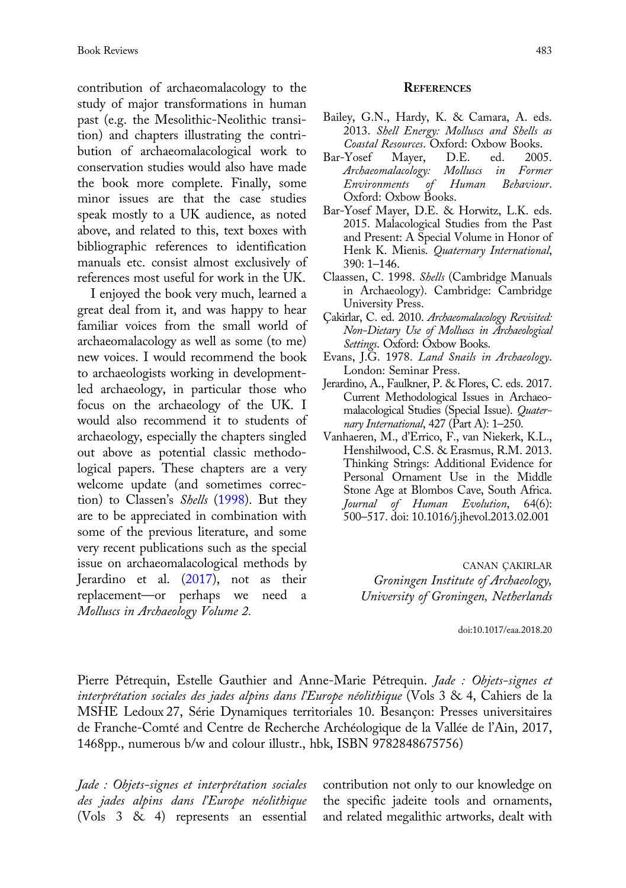contribution of archaeomalacology to the study of major transformations in human past (e.g. the Mesolithic-Neolithic transition) and chapters illustrating the contribution of archaeomalacological work to conservation studies would also have made the book more complete. Finally, some minor issues are that the case studies speak mostly to a UK audience, as noted above, and related to this, text boxes with bibliographic references to identification manuals etc. consist almost exclusively of references most useful for work in the UK.

I enjoyed the book very much, learned a great deal from it, and was happy to hear familiar voices from the small world of archaeomalacology as well as some (to me) new voices. I would recommend the book to archaeologists working in development-led archaeology, in particular those who focus on the archaeology of the UK. I would also recommend it to students of archaeology, especially the chapters singled out above as potential classic methodological papers. These chapters are a very welcome update (and sometimes correction) to Classen's *Shells* (1998). But they are to be appreciated in combination with some of the previous literature, and some very recent publications such as the special issue on archaeomalacological methods by Jerardino et al. (2017), not as their replacement—or perhaps we need a *Molluscs in Archaeology Volume 2.*

## References

Bailey, G.N., Hardy, K. & Camara, A. eds. 2013. *Shell Energy: Molluscs and Shells as Coastal Resources*. Oxford: Oxbow Books.

Bar-Yosef Mayer, D.E. ed. 2005. *Archaeomalacology: Molluscs in Former Environments of Human Behaviour*. Oxford: Oxbow Books.

Bar-Yosef Mayer, D.E. & Horwitz, L.K. eds. 2015. Malacological Studies from the Past and Present: A Special Volume in Honor of Henk K. Mienis. *Quaternary International*, 390: 1–146.

Claassen, C. 1998. *Shells* (Cambridge Manuals in Archaeology). Cambridge: Cambridge University Press.

Çakirlar, C. ed. 2010. *Archaeomalacology Revisited: Non-Dietary Use of Molluscs in Archaeological Settings*. Oxford: Oxbow Books.

Evans, J.G. 1978. *Land Snails in Archaeology*. London: Seminar Press.

Jerardino, A., Faulkner, P. & Flores, C. eds. 2017. Current Methodological Issues in Archaeomalacological Studies (Special Issue). *Quaternary International*, 427 (Part A): 1–250.

Vanhaeren, M., d'Errico, F., van Niekerk, K.L., Henshilwood, C.S. & Erasmus, R.M. 2013. Thinking Strings: Additional Evidence for Personal Ornament Use in the Middle Stone Age at Blombos Cave, South Africa. *Journal of Human Evolution*, 64(6): 500–517. doi: 10.1016/j.jhevol.2013.02.001

CANAN ÇAKIRLAR
*Groningen Institute of Archaeology, University of Groningen, Netherlands*

doi:10.1017/eaa.2018.20

---

Pierre Pétrequin, Estelle Gauthier and Anne-Marie Pétrequin. *Jade : Objets-signes et interprétation sociales des jades alpins dans l'Europe néolithique* (Vols 3 & 4, Cahiers de la MSHE Ledoux 27, Série Dynamiques territoriales 10. Besançon: Presses universitaires de Franche-Comté and Centre de Recherche Archéologique de la Vallée de l'Ain, 2017, 1468pp., numerous b/w and colour illustr., hbk, ISBN 9782848675756)

*Jade : Objets-signes et interprétation sociales des jades alpins dans l'Europe néolithique* (Vols 3 & 4) represents an essential contribution not only to our knowledge on the specific jadeite tools and ornaments, and related megalithic artworks, dealt with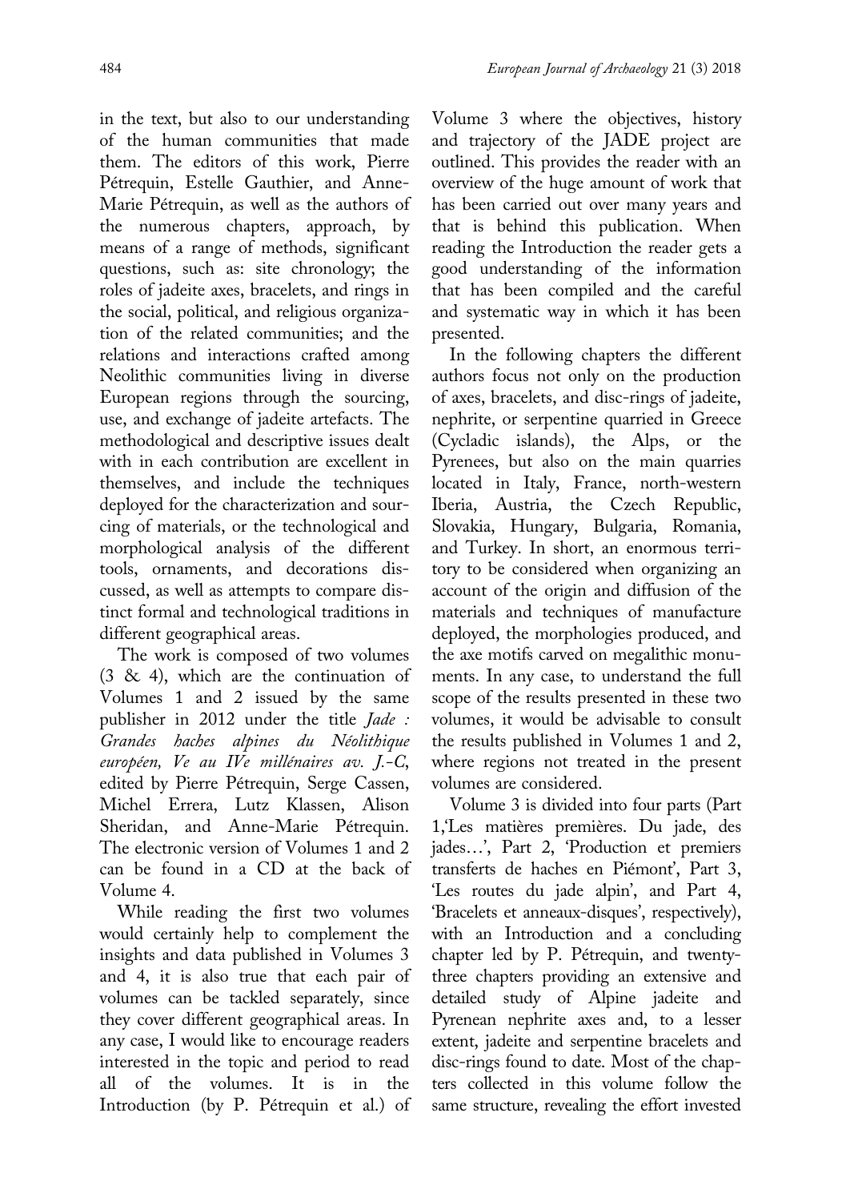in the text, but also to our understanding of the human communities that made them. The editors of this work, Pierre Pétrequin, Estelle Gauthier, and Anne-Marie Pétrequin, as well as the authors of the numerous chapters, approach, by means of a range of methods, significant questions, such as: site chronology; the roles of jadeite axes, bracelets, and rings in the social, political, and religious organization of the related communities; and the relations and interactions crafted among Neolithic communities living in diverse European regions through the sourcing, use, and exchange of jadeite artefacts. The methodological and descriptive issues dealt with in each contribution are excellent in themselves, and include the techniques deployed for the characterization and sourcing of materials, or the technological and morphological analysis of the different tools, ornaments, and decorations discussed, as well as attempts to compare distinct formal and technological traditions in different geographical areas.

The work is composed of two volumes (3 & 4), which are the continuation of Volumes 1 and 2 issued by the same publisher in 2012 under the title *Jade : Grandes haches alpines du Néolithique européen, Ve au IVe millénaires av. J.-C*, edited by Pierre Pétrequin, Serge Cassen, Michel Errera, Lutz Klassen, Alison Sheridan, and Anne-Marie Pétrequin. The electronic version of Volumes 1 and 2 can be found in a CD at the back of Volume 4.

While reading the first two volumes would certainly help to complement the insights and data published in Volumes 3 and 4, it is also true that each pair of volumes can be tackled separately, since they cover different geographical areas. In any case, I would like to encourage readers interested in the topic and period to read all of the volumes. It is in the Introduction (by P. Pétrequin et al.) of Volume 3 where the objectives, history and trajectory of the JADE project are outlined. This provides the reader with an overview of the huge amount of work that has been carried out over many years and that is behind this publication. When reading the Introduction the reader gets a good understanding of the information that has been compiled and the careful and systematic way in which it has been presented.

In the following chapters the different authors focus not only on the production of axes, bracelets, and disc-rings of jadeite, nephrite, or serpentine quarried in Greece (Cycladic islands), the Alps, or the Pyrenees, but also on the main quarries located in Italy, France, north-western Iberia, Austria, the Czech Republic, Slovakia, Hungary, Bulgaria, Romania, and Turkey. In short, an enormous territory to be considered when organizing an account of the origin and diffusion of the materials and techniques of manufacture deployed, the morphologies produced, and the axe motifs carved on megalithic monuments. In any case, to understand the full scope of the results presented in these two volumes, it would be advisable to consult the results published in Volumes 1 and 2, where regions not treated in the present volumes are considered.

Volume 3 is divided into four parts (Part 1,'Les matières premières. Du jade, des jades…', Part 2, 'Production et premiers transferts de haches en Piémont', Part 3, 'Les routes du jade alpin', and Part 4, 'Bracelets et anneaux-disques', respectively), with an Introduction and a concluding chapter led by P. Pétrequin, and twenty-three chapters providing an extensive and detailed study of Alpine jadeite and Pyrenean nephrite axes and, to a lesser extent, jadeite and serpentine bracelets and disc-rings found to date. Most of the chapters collected in this volume follow the same structure, revealing the effort invested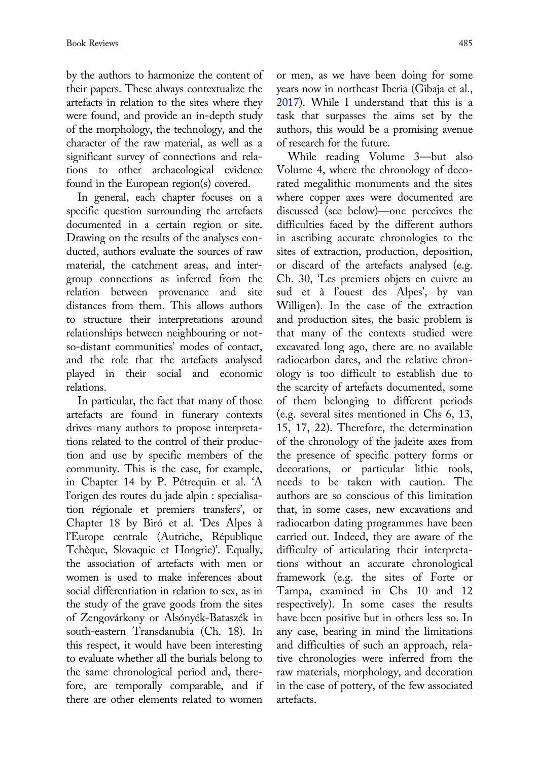by the authors to harmonize the content of their papers. These always contextualize the artefacts in relation to the sites where they were found, and provide an in-depth study of the morphology, the technology, and the character of the raw material, as well as a significant survey of connections and relations to other archaeological evidence found in the European region(s) covered.

In general, each chapter focuses on a specific question surrounding the artefacts documented in a certain region or site. Drawing on the results of the analyses conducted, authors evaluate the sources of raw material, the catchment areas, and intergroup connections as inferred from the relation between provenance and site distances from them. This allows authors to structure their interpretations around relationships between neighbouring or not-so-distant communities' modes of contact, and the role that the artefacts analysed played in their social and economic relations.

In particular, the fact that many of those artefacts are found in funerary contexts drives many authors to propose interpretations related to the control of their production and use by specific members of the community. This is the case, for example, in Chapter 14 by P. Pétrequin et al. 'A l'origen des routes du jade alpin : specialisation régionale et premiers transfers', or Chapter 18 by Biró et al. 'Des Alpes à l'Europe centrale (Autriche, République Tchèque, Slovaquie et Hongrie)'. Equally, the association of artefacts with men or women is used to make inferences about social differentiation in relation to sex, as in the study of the grave goods from the sites of Zengovárkony or Alsónyék-Bataszék in south-eastern Transdanubia (Ch. 18). In this respect, it would have been interesting to evaluate whether all the burials belong to the same chronological period and, therefore, are temporally comparable, and if there are other elements related to women or men, as we have been doing for some years now in northeast Iberia (Gibaja et al., 2017). While I understand that this is a task that surpasses the aims set by the authors, this would be a promising avenue of research for the future.

While reading Volume 3—but also Volume 4, where the chronology of decorated megalithic monuments and the sites where copper axes were documented are discussed (see below)—one perceives the difficulties faced by the different authors in ascribing accurate chronologies to the sites of extraction, production, deposition, or discard of the artefacts analysed (e.g. Ch. 30, 'Les premiers objets en cuivre au sud et à l'ouest des Alpes', by van Willigen). In the case of the extraction and production sites, the basic problem is that many of the contexts studied were excavated long ago, there are no available radiocarbon dates, and the relative chronology is too difficult to establish due to the scarcity of artefacts documented, some of them belonging to different periods (e.g. several sites mentioned in Chs 6, 13, 15, 17, 22). Therefore, the determination of the chronology of the jadeite axes from the presence of specific pottery forms or decorations, or particular lithic tools, needs to be taken with caution. The authors are so conscious of this limitation that, in some cases, new excavations and radiocarbon dating programmes have been carried out. Indeed, they are aware of the difficulty of articulating their interpretations without an accurate chronological framework (e.g. the sites of Forte or Tampa, examined in Chs 10 and 12 respectively). In some cases the results have been positive but in others less so. In any case, bearing in mind the limitations and difficulties of such an approach, relative chronologies were inferred from the raw materials, morphology, and decoration in the case of pottery, of the few associated artefacts.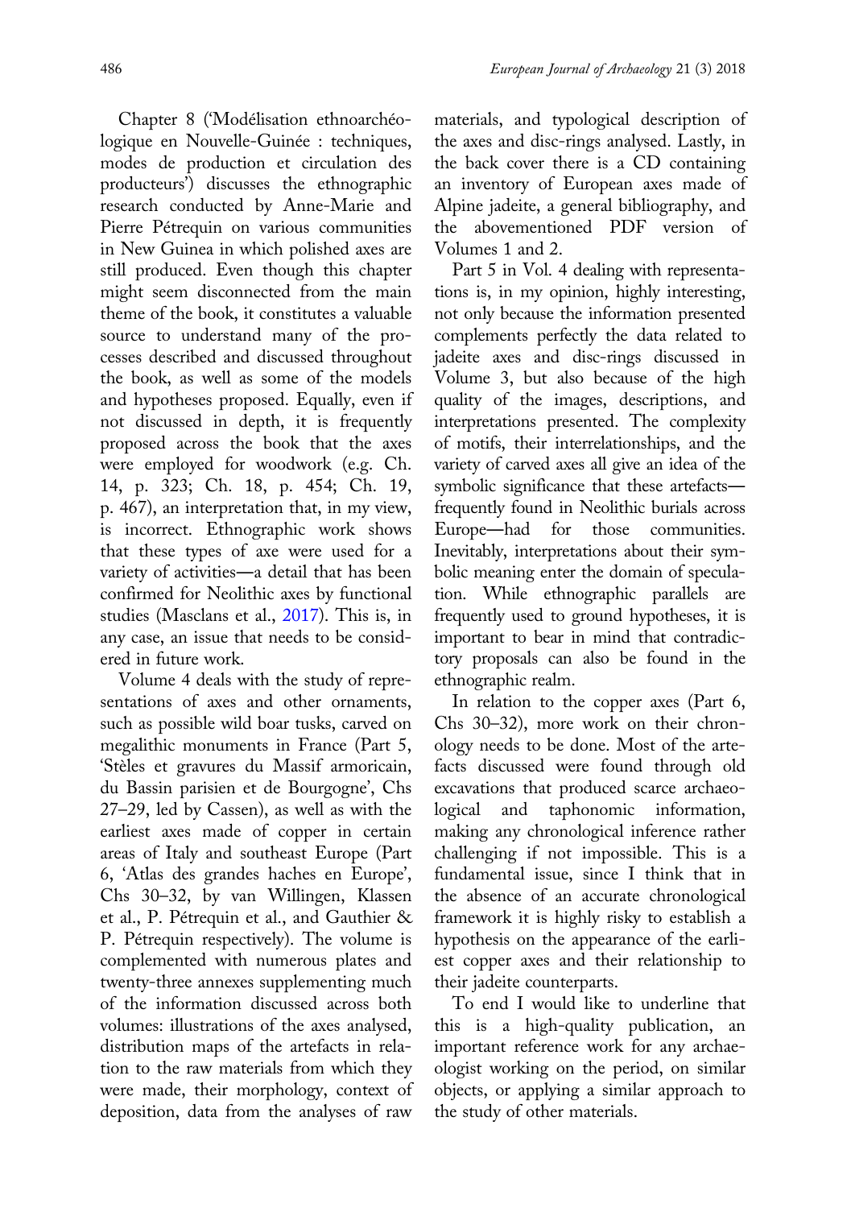Chapter 8 ('Modélisation ethnoarchéologique en Nouvelle-Guinée : techniques, modes de production et circulation des producteurs') discusses the ethnographic research conducted by Anne-Marie and Pierre Pétrequin on various communities in New Guinea in which polished axes are still produced. Even though this chapter might seem disconnected from the main theme of the book, it constitutes a valuable source to understand many of the processes described and discussed throughout the book, as well as some of the models and hypotheses proposed. Equally, even if not discussed in depth, it is frequently proposed across the book that the axes were employed for woodwork (e.g. Ch. 14, p. 323; Ch. 18, p. 454; Ch. 19, p. 467), an interpretation that, in my view, is incorrect. Ethnographic work shows that these types of axe were used for a variety of activities—a detail that has been confirmed for Neolithic axes by functional studies (Masclans et al., 2017). This is, in any case, an issue that needs to be considered in future work.

Volume 4 deals with the study of representations of axes and other ornaments, such as possible wild boar tusks, carved on megalithic monuments in France (Part 5, 'Stèles et gravures du Massif armoricain, du Bassin parisien et de Bourgogne', Chs 27–29, led by Cassen), as well as with the earliest axes made of copper in certain areas of Italy and southeast Europe (Part 6, 'Atlas des grandes haches en Europe', Chs 30–32, by van Willingen, Klassen et al., P. Pétrequin et al., and Gauthier & P. Pétrequin respectively). The volume is complemented with numerous plates and twenty-three annexes supplementing much of the information discussed across both volumes: illustrations of the axes analysed, distribution maps of the artefacts in relation to the raw materials from which they were made, their morphology, context of deposition, data from the analyses of raw materials, and typological description of the axes and disc-rings analysed. Lastly, in the back cover there is a CD containing an inventory of European axes made of Alpine jadeite, a general bibliography, and the abovementioned PDF version of Volumes 1 and 2.

Part 5 in Vol. 4 dealing with representations is, in my opinion, highly interesting, not only because the information presented complements perfectly the data related to jadeite axes and disc-rings discussed in Volume 3, but also because of the high quality of the images, descriptions, and interpretations presented. The complexity of motifs, their interrelationships, and the variety of carved axes all give an idea of the symbolic significance that these artefacts—frequently found in Neolithic burials across Europe—had for those communities. Inevitably, interpretations about their symbolic meaning enter the domain of speculation. While ethnographic parallels are frequently used to ground hypotheses, it is important to bear in mind that contradictory proposals can also be found in the ethnographic realm.

In relation to the copper axes (Part 6, Chs 30–32), more work on their chronology needs to be done. Most of the artefacts discussed were found through old excavations that produced scarce archaeological and taphonomic information, making any chronological inference rather challenging if not impossible. This is a fundamental issue, since I think that in the absence of an accurate chronological framework it is highly risky to establish a hypothesis on the appearance of the earliest copper axes and their relationship to their jadeite counterparts.

To end I would like to underline that this is a high-quality publication, an important reference work for any archaeologist working on the period, on similar objects, or applying a similar approach to the study of other materials.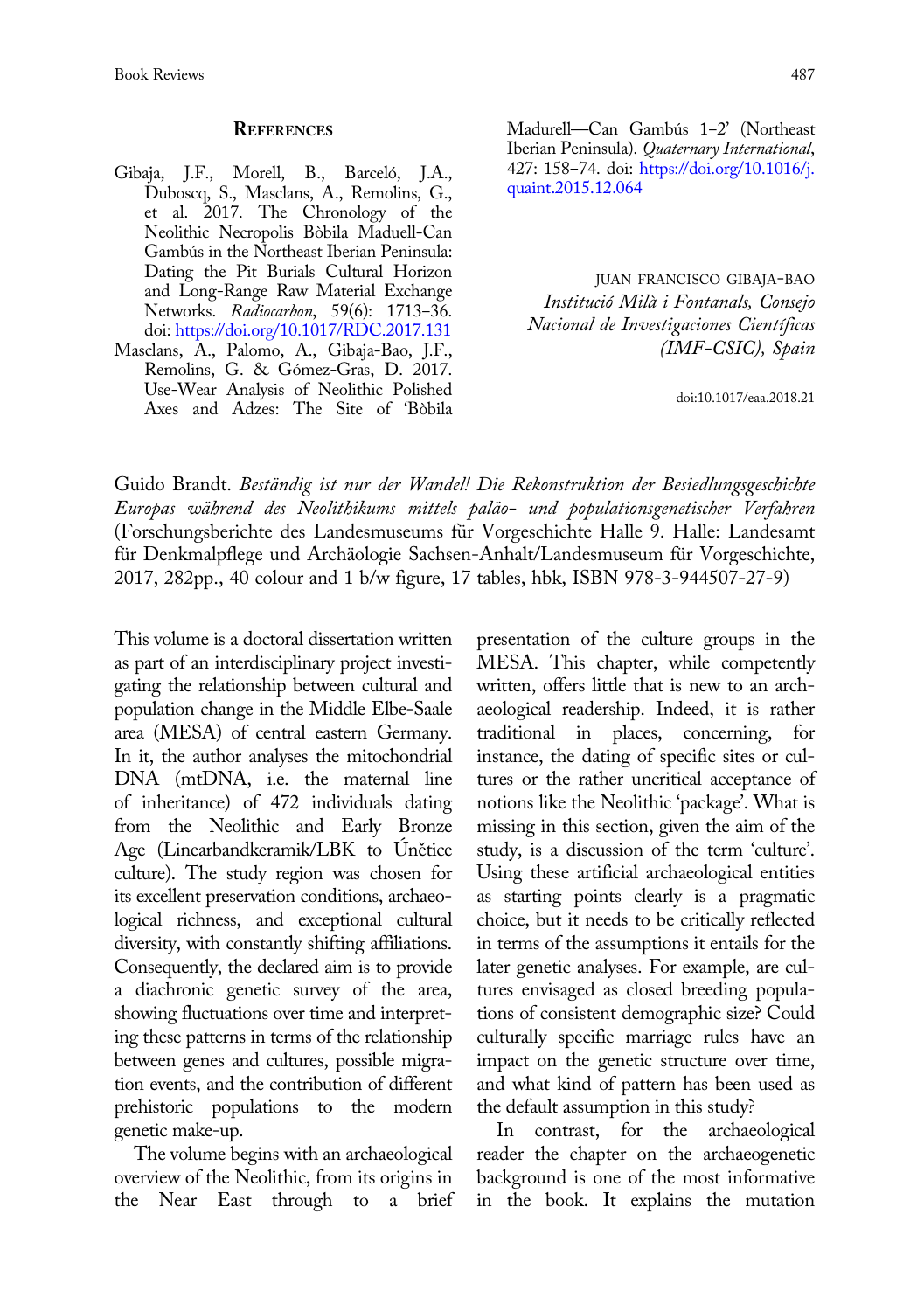## References

Gibaja, J.F., Morell, B., Barceló, J.A., Duboscq, S., Masclans, A., Remolins, G., et al. 2017. The Chronology of the Neolithic Necropolis Bòbila Maduell-Can Gambús in the Northeast Iberian Peninsula: Dating the Pit Burials Cultural Horizon and Long-Range Raw Material Exchange Networks. *Radiocarbon*, 59(6): 1713–36. doi: https://doi.org/10.1017/RDC.2017.131

Masclans, A., Palomo, A., Gibaja-Bao, J.F., Remolins, G. & Gómez-Gras, D. 2017. Use-Wear Analysis of Neolithic Polished Axes and Adzes: The Site of 'Bòbila Madurell—Can Gambús 1–2' (Northeast Iberian Peninsula). *Quaternary International*, 427: 158–74. doi: https://doi.org/10.1016/j.quaint.2015.12.064

Juan Francisco Gibaja-Bao
*Institució Milà i Fontanals, Consejo Nacional de Investigaciones Científicas (IMF-CSIC), Spain*

doi:10.1017/eaa.2018.21

---

Guido Brandt. *Beständig ist nur der Wandel! Die Rekonstruktion der Besiedlungsgeschichte Europas während des Neolithikums mittels paläo- und populationsgenetischer Verfahren* (Forschungsberichte des Landesmuseums für Vorgeschichte Halle 9. Halle: Landesamt für Denkmalpflege und Archäologie Sachsen-Anhalt/Landesmuseum für Vorgeschichte, 2017, 282pp., 40 colour and 1 b/w figure, 17 tables, hbk, ISBN 978-3-944507-27-9)

This volume is a doctoral dissertation written as part of an interdisciplinary project investigating the relationship between cultural and population change in the Middle Elbe-Saale area (MESA) of central eastern Germany. In it, the author analyses the mitochondrial DNA (mtDNA, i.e. the maternal line of inheritance) of 472 individuals dating from the Neolithic and Early Bronze Age (Linearbandkeramik/LBK to Únětice culture). The study region was chosen for its excellent preservation conditions, archaeological richness, and exceptional cultural diversity, with constantly shifting affiliations. Consequently, the declared aim is to provide a diachronic genetic survey of the area, showing fluctuations over time and interpreting these patterns in terms of the relationship between genes and cultures, possible migration events, and the contribution of different prehistoric populations to the modern genetic make-up.

The volume begins with an archaeological overview of the Neolithic, from its origins in the Near East through to a brief presentation of the culture groups in the MESA. This chapter, while competently written, offers little that is new to an archaeological readership. Indeed, it is rather traditional in places, concerning, for instance, the dating of specific sites or cultures or the rather uncritical acceptance of notions like the Neolithic 'package'. What is missing in this section, given the aim of the study, is a discussion of the term 'culture'. Using these artificial archaeological entities as starting points clearly is a pragmatic choice, but it needs to be critically reflected in terms of the assumptions it entails for the later genetic analyses. For example, are cultures envisaged as closed breeding populations of consistent demographic size? Could culturally specific marriage rules have an impact on the genetic structure over time, and what kind of pattern has been used as the default assumption in this study?

In contrast, for the archaeological reader the chapter on the archaeogenetic background is one of the most informative in the book. It explains the mutation